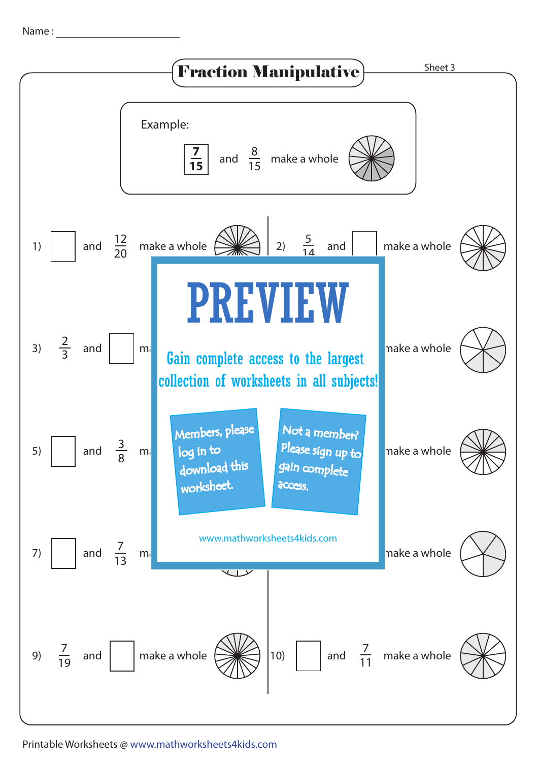Name : ________________________

# Fraction Manipulative

Sheet 3

Example:

$\frac{7}{15}$ and $\frac{8}{15}$ make a whole

1) ☐ and $\frac{12}{20}$ make a whole

2) $\frac{5}{14}$ and ☐ make a whole

3) $\frac{2}{3}$ and ☐ ma

make a whole

5) ☐ and $\frac{3}{8}$ ma

make a whole

7) ☐ and $\frac{7}{13}$ ma

make a whole

**PREVIEW**

Gain complete access to the largest collection of worksheets in all subjects!

Members, please log in to download this worksheet.

Not a member? Please sign up to gain complete access.

www.mathworksheets4kids.com

9) $\frac{7}{19}$ and ☐ make a whole

10) ☐ and $\frac{7}{11}$ make a whole

Printable Worksheets @ www.mathworksheets4kids.com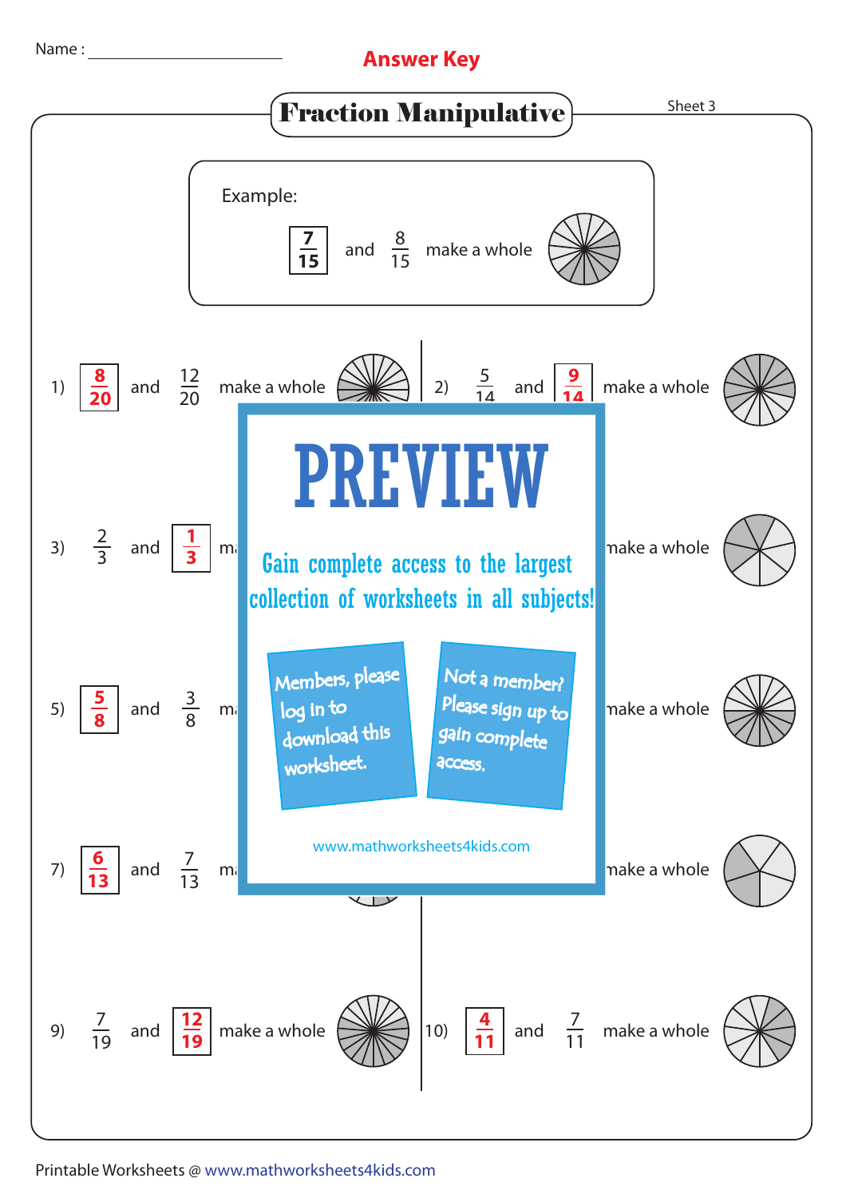Name : ______________________

**Answer Key**

# Fraction Manipulative

Sheet 3

Example:

$\boxed{\frac{7}{15}}$ and $\frac{8}{15}$ make a whole

1) $\boxed{\frac{8}{20}}$ and $\frac{12}{20}$ make a whole

2) $\frac{5}{14}$ and $\boxed{\frac{9}{14}}$ make a whole

3) $\frac{2}{3}$ and $\boxed{\frac{1}{3}}$ ma

make a whole

5) $\boxed{\frac{5}{8}}$ and $\frac{3}{8}$ ma

make a whole

7) $\boxed{\frac{6}{13}}$ and $\frac{7}{13}$ ma

make a whole

9) $\frac{7}{19}$ and $\boxed{\frac{12}{19}}$ make a whole

10) $\boxed{\frac{4}{11}}$ and $\frac{7}{11}$ make a whole

PREVIEW

Gain complete access to the largest collection of worksheets in all subjects!

Members, please log in to download this worksheet.

Not a member? Please sign up to gain complete access.

www.mathworksheets4kids.com

Printable Worksheets @ www.mathworksheets4kids.com